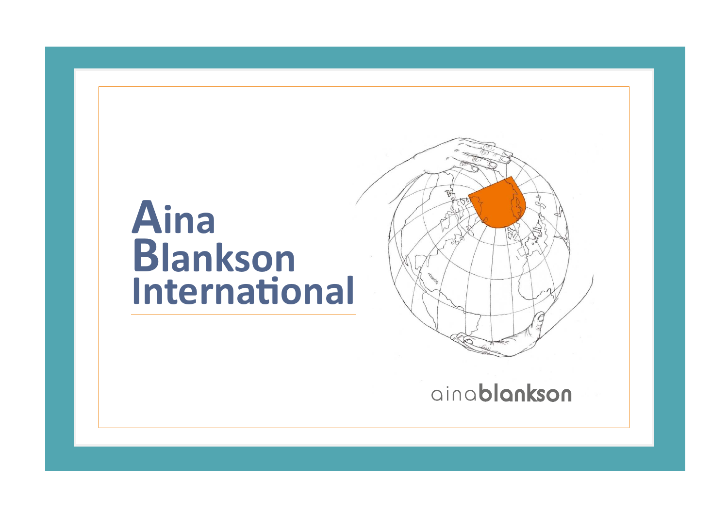# Aina Blankson International

ainablankson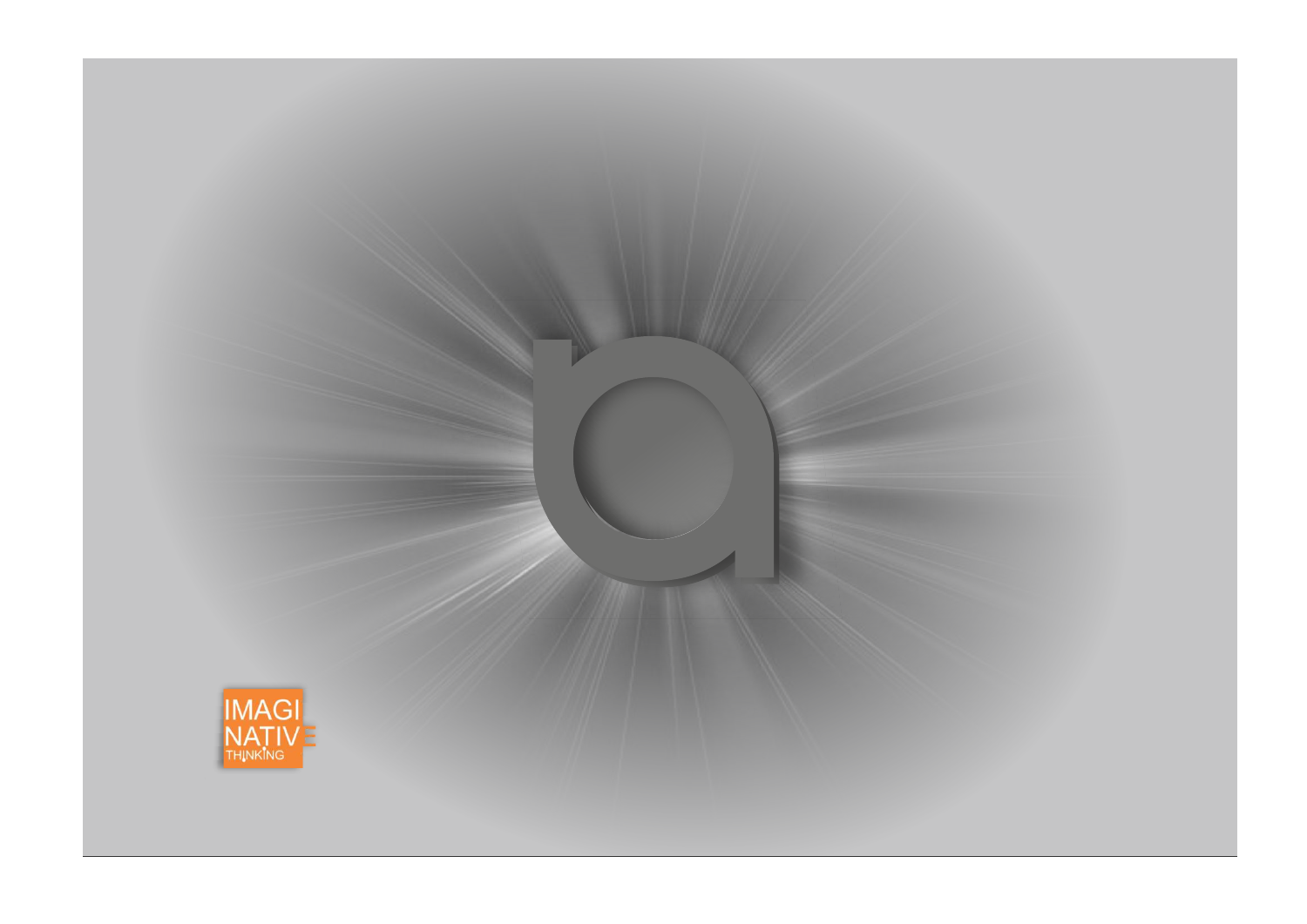IMAGI
NATIVE
THINKING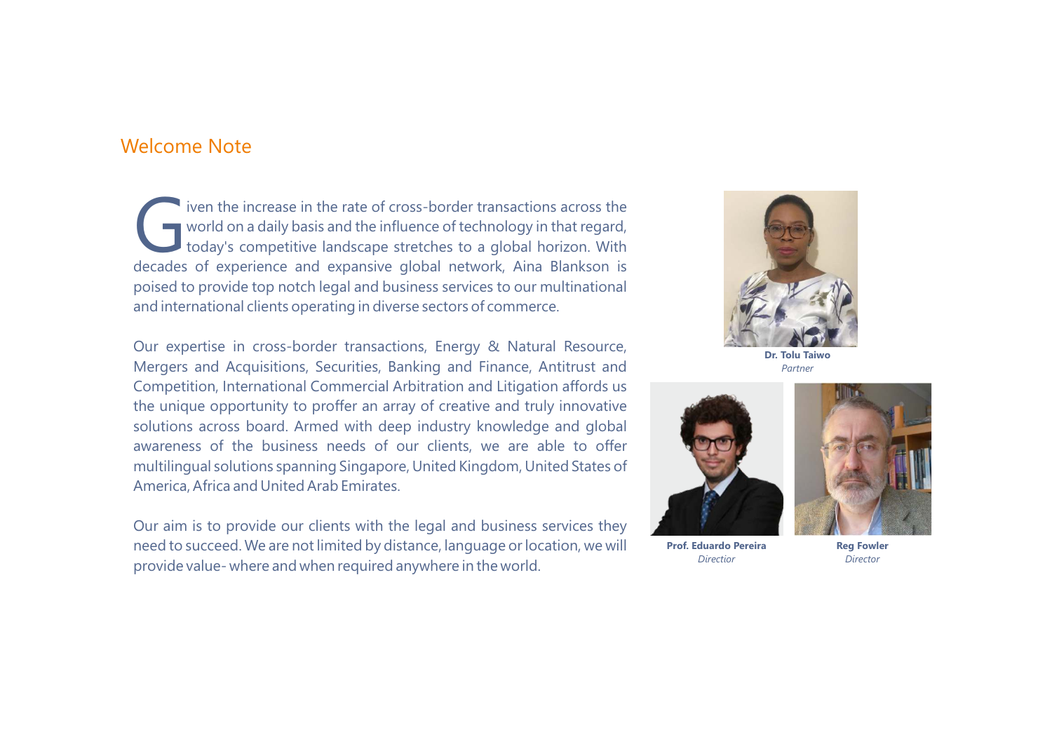## Welcome Note

Given the increase in the rate of cross-border transactions across the world on a daily basis and the influence of technology in that regard, today's competitive landscape stretches to a global horizon. With decades of experience and expansive global network, Aina Blankson is poised to provide top notch legal and business services to our multinational and international clients operating in diverse sectors of commerce.

Our expertise in cross-border transactions, Energy & Natural Resource, Mergers and Acquisitions, Securities, Banking and Finance, Antitrust and Competition, International Commercial Arbitration and Litigation affords us the unique opportunity to proffer an array of creative and truly innovative solutions across board. Armed with deep industry knowledge and global awareness of the business needs of our clients, we are able to offer multilingual solutions spanning Singapore, United Kingdom, United States of America, Africa and United Arab Emirates.

Our aim is to provide our clients with the legal and business services they need to succeed. We are not limited by distance, language or location, we will provide value- where and when required anywhere in the world.

**Dr. Tolu Taiwo**
*Partner*

**Prof. Eduardo Pereira**
*Directior*

**Reg Fowler**
*Director*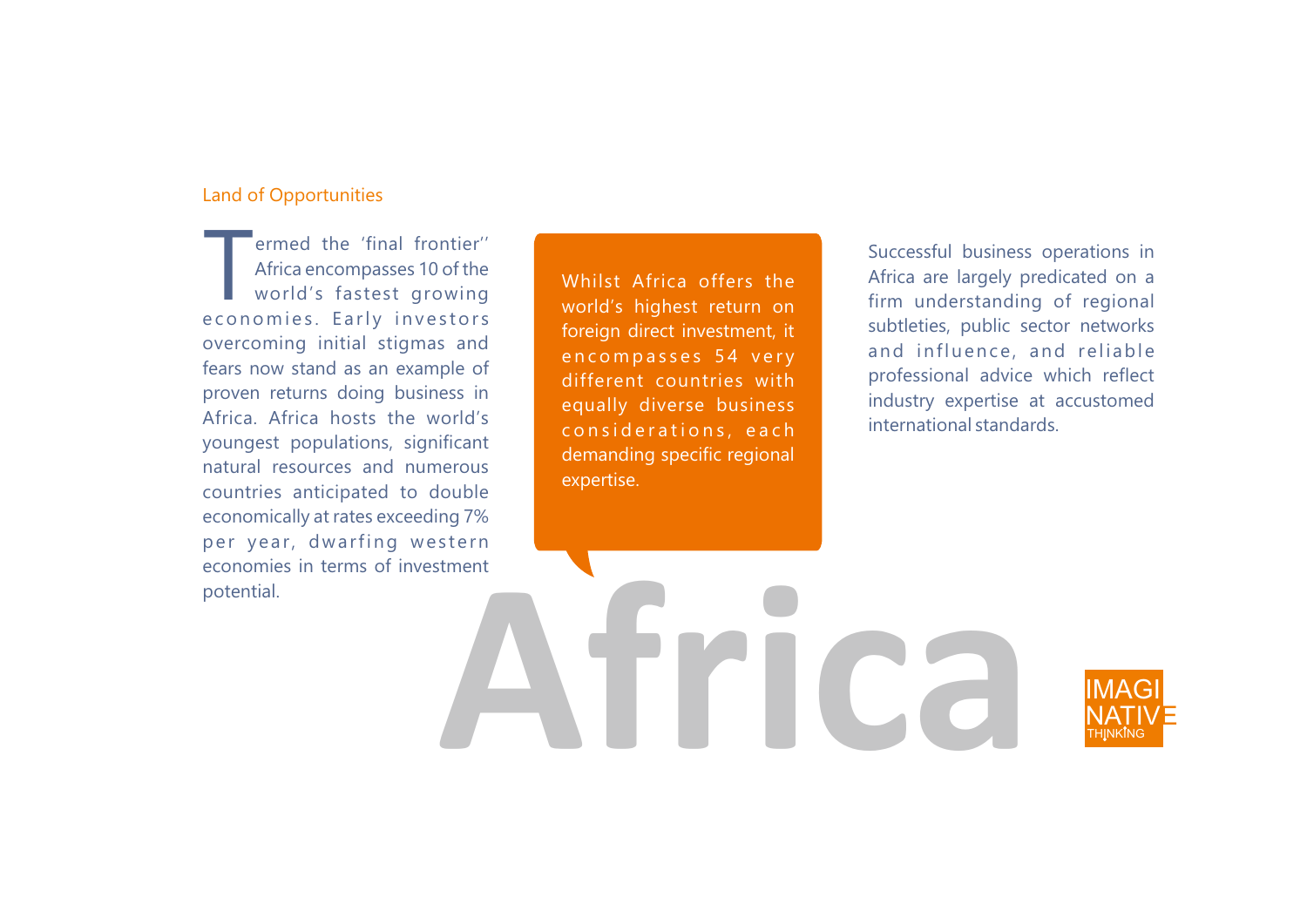## Land of Opportunities

Termed the 'final frontier'' Africa encompasses 10 of the world's fastest growing economies. Early investors overcoming initial stigmas and fears now stand as an example of proven returns doing business in Africa. Africa hosts the world's youngest populations, significant natural resources and numerous countries anticipated to double economically at rates exceeding 7% per year, dwarfing western economies in terms of investment potential.

Whilst Africa offers the world's highest return on foreign direct investment, it encompasses 54 very different countries with equally diverse business considerations, each demanding specific regional expertise.

Successful business operations in Africa are largely predicated on a firm understanding of regional subtleties, public sector networks and influence, and reliable professional advice which reflect industry expertise at accustomed international standards.

# Africa

IMAGINATIVE THINKING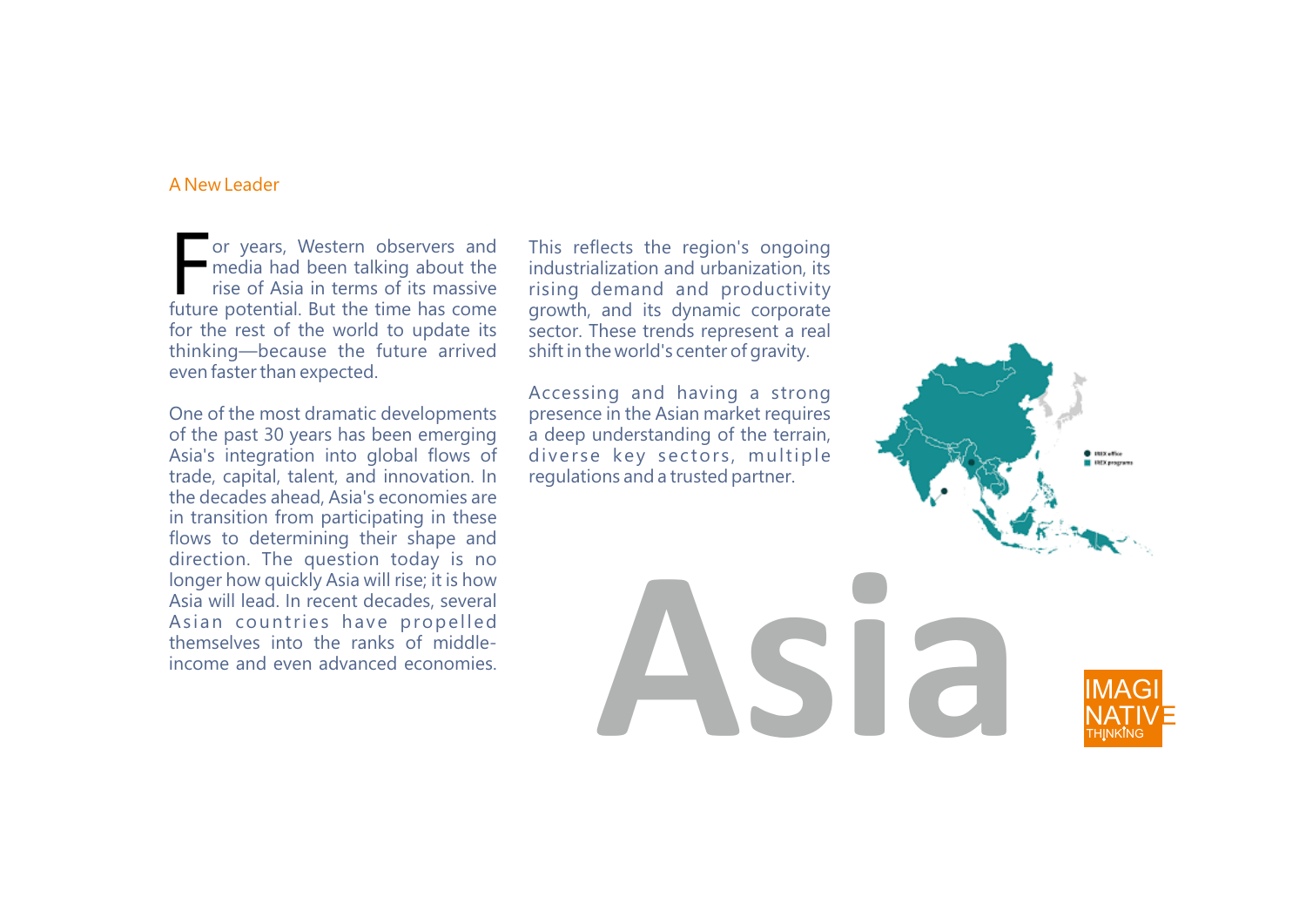## A New Leader

For years, Western observers and media had been talking about the rise of Asia in terms of its massive future potential. But the time has come for the rest of the world to update its thinking—because the future arrived even faster than expected.

One of the most dramatic developments of the past 30 years has been emerging Asia's integration into global flows of trade, capital, talent, and innovation. In the decades ahead, Asia's economies are in transition from participating in these flows to determining their shape and direction. The question today is no longer how quickly Asia will rise; it is how Asia will lead. In recent decades, several Asian countries have propelled themselves into the ranks of middle-income and even advanced economies.

This reflects the region's ongoing industrialization and urbanization, its rising demand and productivity growth, and its dynamic corporate sector. These trends represent a real shift in the world's center of gravity.

Accessing and having a strong presence in the Asian market requires a deep understanding of the terrain, diverse key sectors, multiple regulations and a trusted partner.

# Asia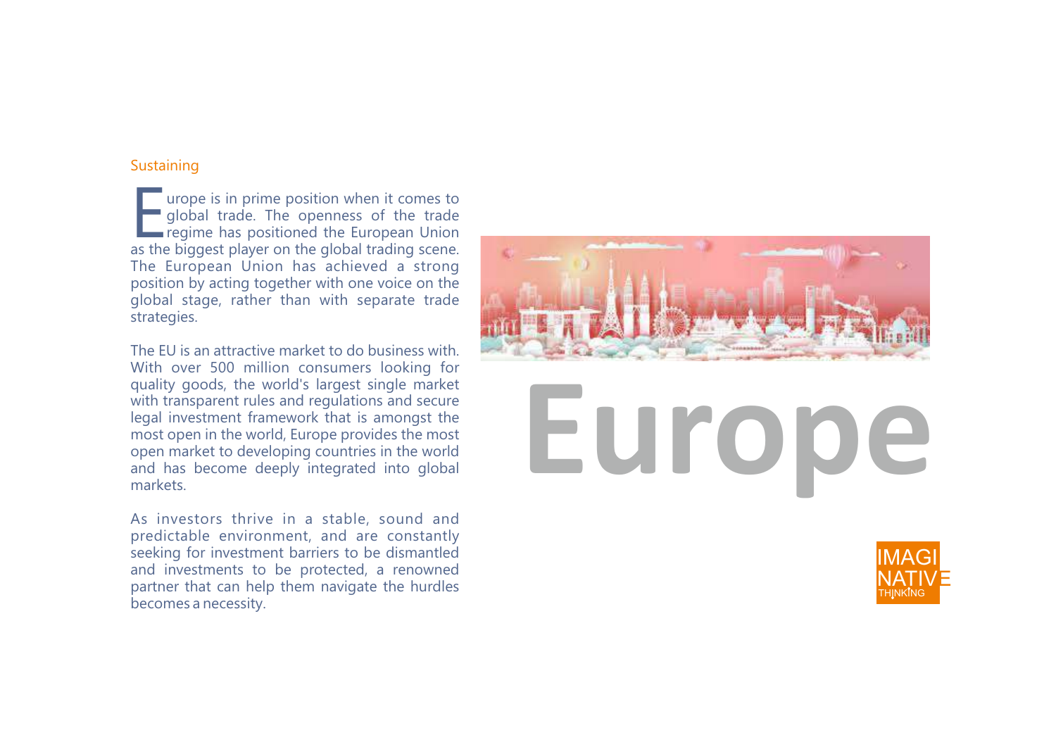Sustaining

Europe is in prime position when it comes to global trade. The openness of the trade regime has positioned the European Union as the biggest player on the global trading scene. The European Union has achieved a strong position by acting together with one voice on the global stage, rather than with separate trade strategies.

The EU is an attractive market to do business with. With over 500 million consumers looking for quality goods, the world's largest single market with transparent rules and regulations and secure legal investment framework that is amongst the most open in the world, Europe provides the most open market to developing countries in the world and has become deeply integrated into global markets.

As investors thrive in a stable, sound and predictable environment, and are constantly seeking for investment barriers to be dismantled and investments to be protected, a renowned partner that can help them navigate the hurdles becomes a necessity.

# Europe

IMAGI NATIVE THINKING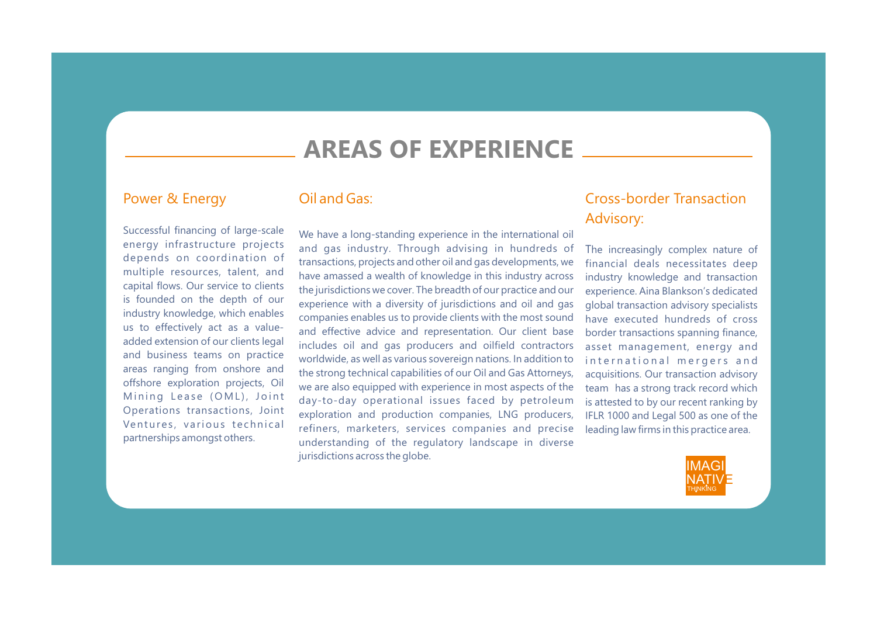## AREAS OF EXPERIENCE

### Power & Energy

Successful financing of large-scale energy infrastructure projects depends on coordination of multiple resources, talent, and capital flows. Our service to clients is founded on the depth of our industry knowledge, which enables us to effectively act as a value-added extension of our clients legal and business teams on practice areas ranging from onshore and offshore exploration projects, Oil Mining Lease (OML), Joint Operations transactions, Joint Ventures, various technical partnerships amongst others.

### Oil and Gas:

We have a long-standing experience in the international oil and gas industry. Through advising in hundreds of transactions, projects and other oil and gas developments, we have amassed a wealth of knowledge in this industry across the jurisdictions we cover. The breadth of our practice and our experience with a diversity of jurisdictions and oil and gas companies enables us to provide clients with the most sound and effective advice and representation. Our client base includes oil and gas producers and oilfield contractors worldwide, as well as various sovereign nations. In addition to the strong technical capabilities of our Oil and Gas Attorneys, we are also equipped with experience in most aspects of the day-to-day operational issues faced by petroleum exploration and production companies, LNG producers, refiners, marketers, services companies and precise understanding of the regulatory landscape in diverse jurisdictions across the globe.

### Cross-border Transaction Advisory:

The increasingly complex nature of financial deals necessitates deep industry knowledge and transaction experience. Aina Blankson's dedicated global transaction advisory specialists have executed hundreds of cross border transactions spanning finance, asset management, energy and international mergers and acquisitions. Our transaction advisory team has a strong track record which is attested to by our recent ranking by IFLR 1000 and Legal 500 as one of the leading law firms in this practice area.

IMAGINATIVE THINKING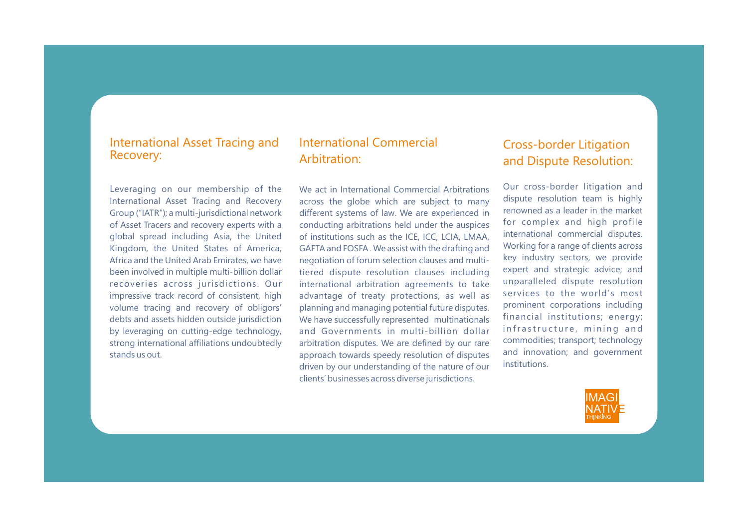## International Asset Tracing and Recovery:

Leveraging on our membership of the International Asset Tracing and Recovery Group ("IATR"); a multi-jurisdictional network of Asset Tracers and recovery experts with a global spread including Asia, the United Kingdom, the United States of America, Africa and the United Arab Emirates, we have been involved in multiple multi-billion dollar recoveries across jurisdictions. Our impressive track record of consistent, high volume tracing and recovery of obligors' debts and assets hidden outside jurisdiction by leveraging on cutting-edge technology, strong international affiliations undoubtedly stands us out.

## International Commercial Arbitration:

We act in International Commercial Arbitrations across the globe which are subject to many different systems of law. We are experienced in conducting arbitrations held under the auspices of institutions such as the ICE, ICC, LCIA, LMAA, GAFTA and FOSFA . We assist with the drafting and negotiation of forum selection clauses and multi-tiered dispute resolution clauses including international arbitration agreements to take advantage of treaty protections, as well as planning and managing potential future disputes. We have successfully represented multinationals and Governments in multi-billion dollar arbitration disputes. We are defined by our rare approach towards speedy resolution of disputes driven by our understanding of the nature of our clients' businesses across diverse jurisdictions.

## Cross-border Litigation and Dispute Resolution:

Our cross-border litigation and dispute resolution team is highly renowned as a leader in the market for complex and high profile international commercial disputes. Working for a range of clients across key industry sectors, we provide expert and strategic advice; and unparalleled dispute resolution services to the world's most prominent corporations including financial institutions; energy; infrastructure, mining and commodities; transport; technology and innovation; and government institutions.

IMAGINATIVE THINKING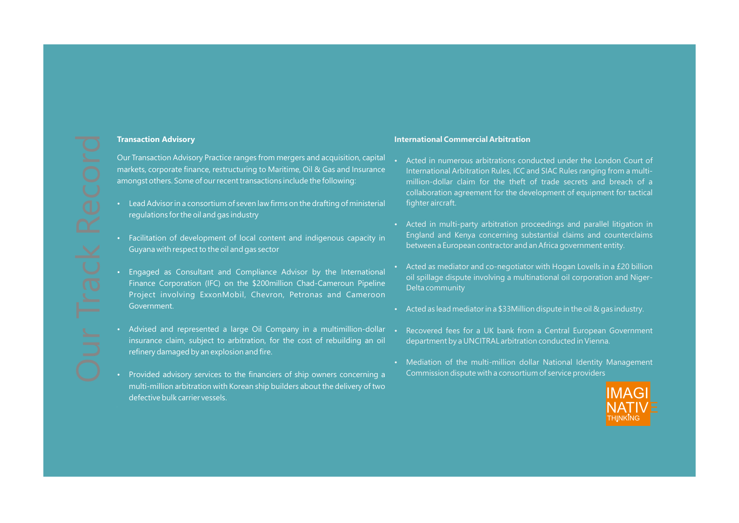# Our Track Record

## Transaction Advisory

Our Transaction Advisory Practice ranges from mergers and acquisition, capital markets, corporate finance, restructuring to Maritime, Oil & Gas and Insurance amongst others. Some of our recent transactions include the following:

- Lead Advisor in a consortium of seven law firms on the drafting of ministerial regulations for the oil and gas industry
- Facilitation of development of local content and indigenous capacity in Guyana with respect to the oil and gas sector
- Engaged as Consultant and Compliance Advisor by the International Finance Corporation (IFC) on the $200million Chad-Cameroun Pipeline Project involving ExxonMobil, Chevron, Petronas and Cameroon Government.
- Advised and represented a large Oil Company in a multimillion-dollar insurance claim, subject to arbitration, for the cost of rebuilding an oil refinery damaged by an explosion and fire.
- Provided advisory services to the financiers of ship owners concerning a multi-million arbitration with Korean ship builders about the delivery of two defective bulk carrier vessels.

## International Commercial Arbitration

- Acted in numerous arbitrations conducted under the London Court of International Arbitration Rules, ICC and SIAC Rules ranging from a multi-million-dollar claim for the theft of trade secrets and breach of a collaboration agreement for the development of equipment for tactical fighter aircraft.
- Acted in multi-party arbitration proceedings and parallel litigation in England and Kenya concerning substantial claims and counterclaims between a European contractor and an Africa government entity.
- Acted as mediator and co-negotiator with Hogan Lovells in a £20 billion oil spillage dispute involving a multinational oil corporation and Niger-Delta community
- Acted as lead mediator in a $33Million dispute in the oil & gas industry.
- Recovered fees for a UK bank from a Central European Government department by a UNCITRAL arbitration conducted in Vienna.
- Mediation of the multi-million dollar National Identity Management Commission dispute with a consortium of service providers

IMAGINATIVE THINKING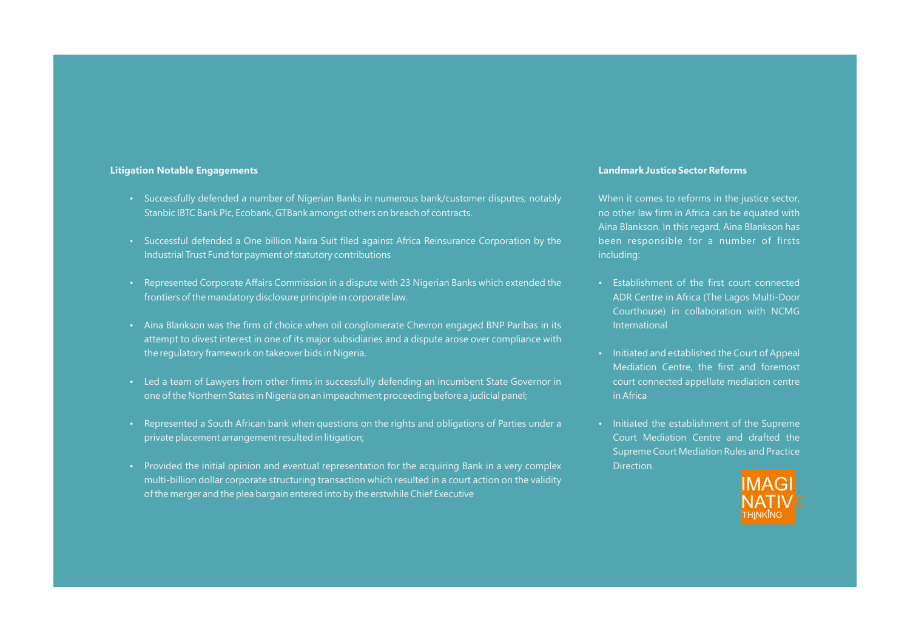**Litigation Notable Engagements**

- Successfully defended a number of Nigerian Banks in numerous bank/customer disputes; notably Stanbic IBTC Bank Plc, Ecobank, GTBank amongst others on breach of contracts.
- Successful defended a One billion Naira Suit filed against Africa Reinsurance Corporation by the Industrial Trust Fund for payment of statutory contributions
- Represented Corporate Affairs Commission in a dispute with 23 Nigerian Banks which extended the frontiers of the mandatory disclosure principle in corporate law.
- Aina Blankson was the firm of choice when oil conglomerate Chevron engaged BNP Paribas in its attempt to divest interest in one of its major subsidiaries and a dispute arose over compliance with the regulatory framework on takeover bids in Nigeria.
- Led a team of Lawyers from other firms in successfully defending an incumbent State Governor in one of the Northern States in Nigeria on an impeachment proceeding before a judicial panel;
- Represented a South African bank when questions on the rights and obligations of Parties under a private placement arrangement resulted in litigation;
- Provided the initial opinion and eventual representation for the acquiring Bank in a very complex multi-billion dollar corporate structuring transaction which resulted in a court action on the validity of the merger and the plea bargain entered into by the erstwhile Chief Executive

**Landmark Justice Sector Reforms**

When it comes to reforms in the justice sector, no other law firm in Africa can be equated with Aina Blankson. In this regard, Aina Blankson has been responsible for a number of firsts including:

- Establishment of the first court connected ADR Centre in Africa (The Lagos Multi-Door Courthouse) in collaboration with NCMG International
- Initiated and established the Court of Appeal Mediation Centre, the first and foremost court connected appellate mediation centre in Africa
- Initiated the establishment of the Supreme Court Mediation Centre and drafted the Supreme Court Mediation Rules and Practice Direction.

IMAGINATIVE THINKING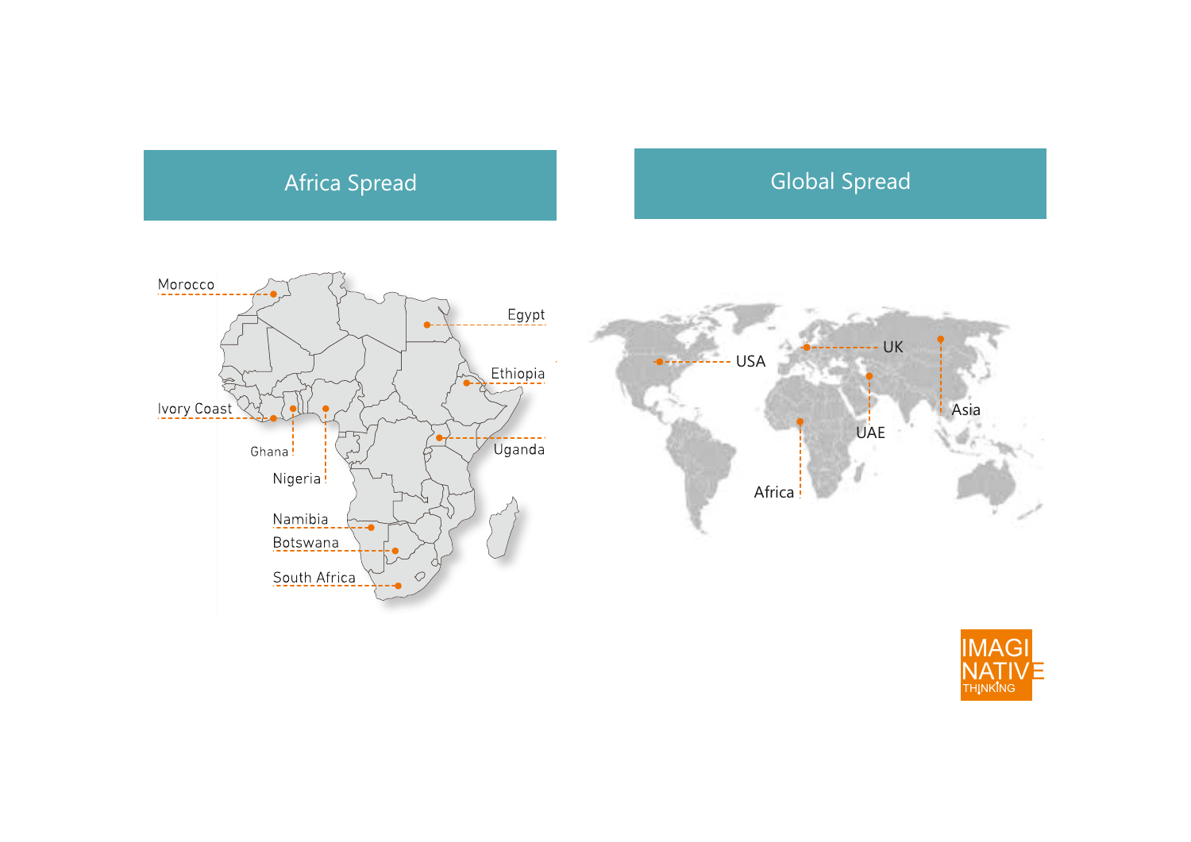## Africa Spread

Morocco
Egypt
Ethiopia
Ivory Coast
Ghana
Nigeria
Uganda
Namibia
Botswana
South Africa

## Global Spread

USA
UK
Asia
UAE
Africa

IMAGI NATIVE THINKING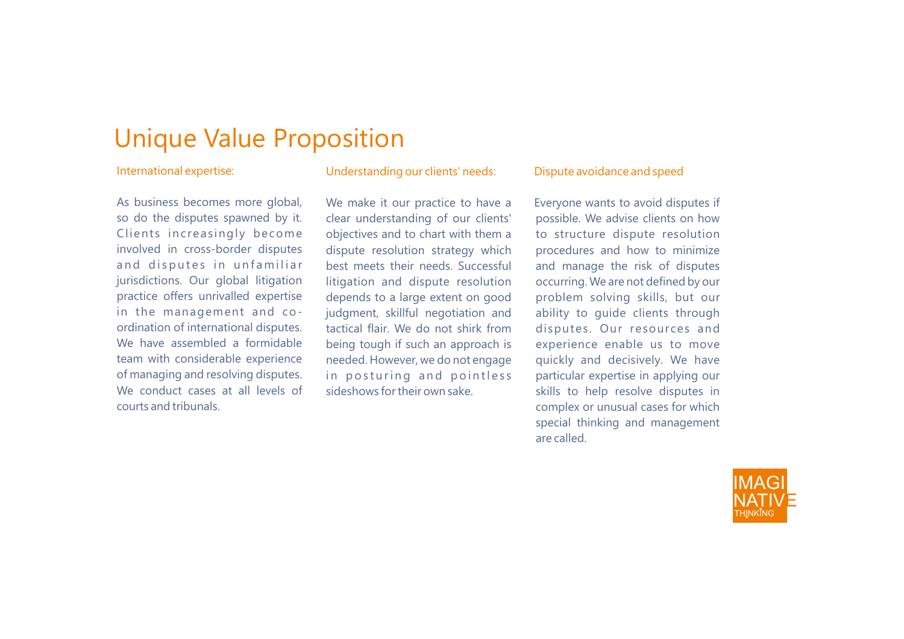# Unique Value Proposition

### International expertise:

As business becomes more global, so do the disputes spawned by it. Clients increasingly become involved in cross-border disputes and disputes in unfamiliar jurisdictions. Our global litigation practice offers unrivalled expertise in the management and co-ordination of international disputes. We have assembled a formidable team with considerable experience of managing and resolving disputes. We conduct cases at all levels of courts and tribunals.

### Understanding our clients' needs:

We make it our practice to have a clear understanding of our clients' objectives and to chart with them a dispute resolution strategy which best meets their needs. Successful litigation and dispute resolution depends to a large extent on good judgment, skillful negotiation and tactical flair. We do not shirk from being tough if such an approach is needed. However, we do not engage in posturing and pointless sideshows for their own sake.

### Dispute avoidance and speed

Everyone wants to avoid disputes if possible. We advise clients on how to structure dispute resolution procedures and how to minimize and manage the risk of disputes occurring. We are not defined by our problem solving skills, but our ability to guide clients through disputes. Our resources and experience enable us to move quickly and decisively. We have particular expertise in applying our skills to help resolve disputes in complex or unusual cases for which special thinking and management are called.

IMAGINATIVE THINKING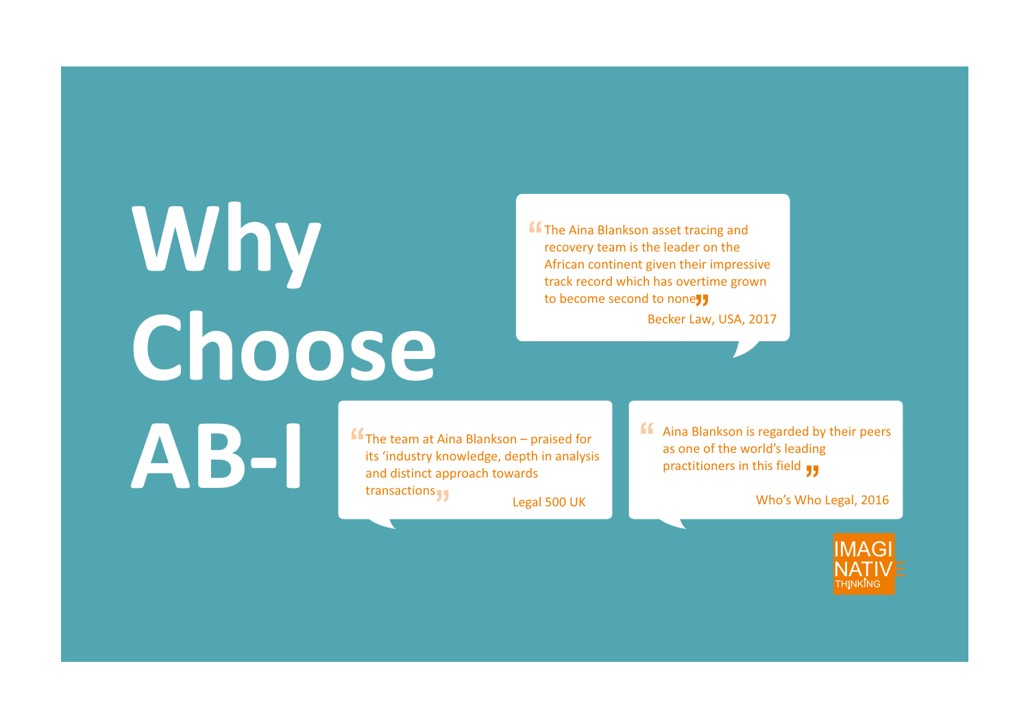# Why Choose AB-I

> "The Aina Blankson asset tracing and recovery team is the leader on the African continent given their impressive track record which has overtime grown to become second to none"
>
> Becker Law, USA, 2017

> "The team at Aina Blankson – praised for its 'industry knowledge, depth in analysis and distinct approach towards transactions"
>
> Legal 500 UK

> "Aina Blankson is regarded by their peers as one of the world's leading practitioners in this field"
>
> Who's Who Legal, 2016

IMAGINATIVE THINKING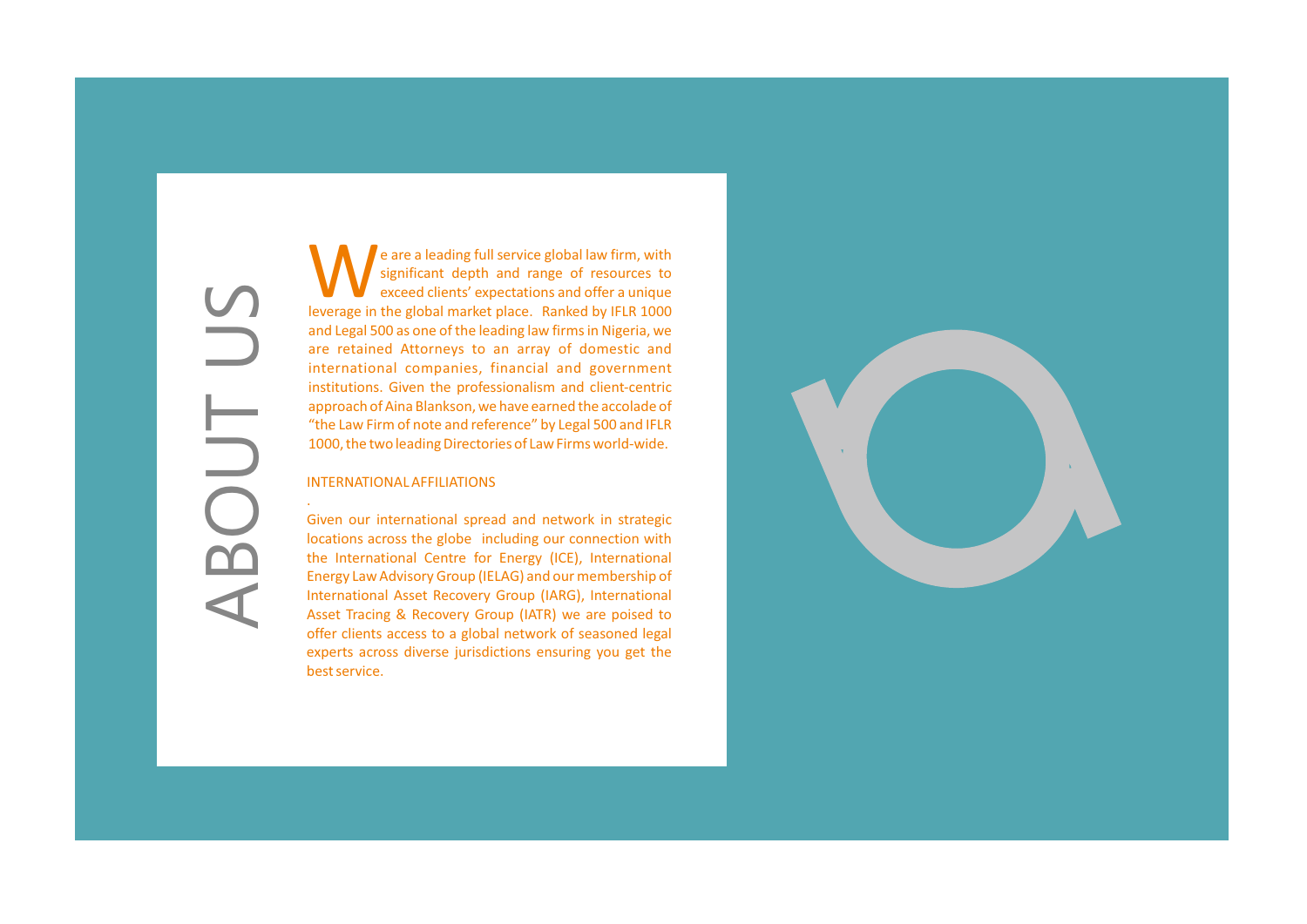# ABOUT US

We are a leading full service global law firm, with significant depth and range of resources to exceed clients' expectations and offer a unique leverage in the global market place. Ranked by IFLR 1000 and Legal 500 as one of the leading law firms in Nigeria, we are retained Attorneys to an array of domestic and international companies, financial and government institutions. Given the professionalism and client-centric approach of Aina Blankson, we have earned the accolade of "the Law Firm of note and reference" by Legal 500 and IFLR 1000, the two leading Directories of Law Firms world-wide.

## INTERNATIONAL AFFILIATIONS

Given our international spread and network in strategic locations across the globe including our connection with the International Centre for Energy (ICE), International Energy Law Advisory Group (IELAG) and our membership of International Asset Recovery Group (IARG), International Asset Tracing & Recovery Group (IATR) we are poised to offer clients access to a global network of seasoned legal experts across diverse jurisdictions ensuring you get the best service.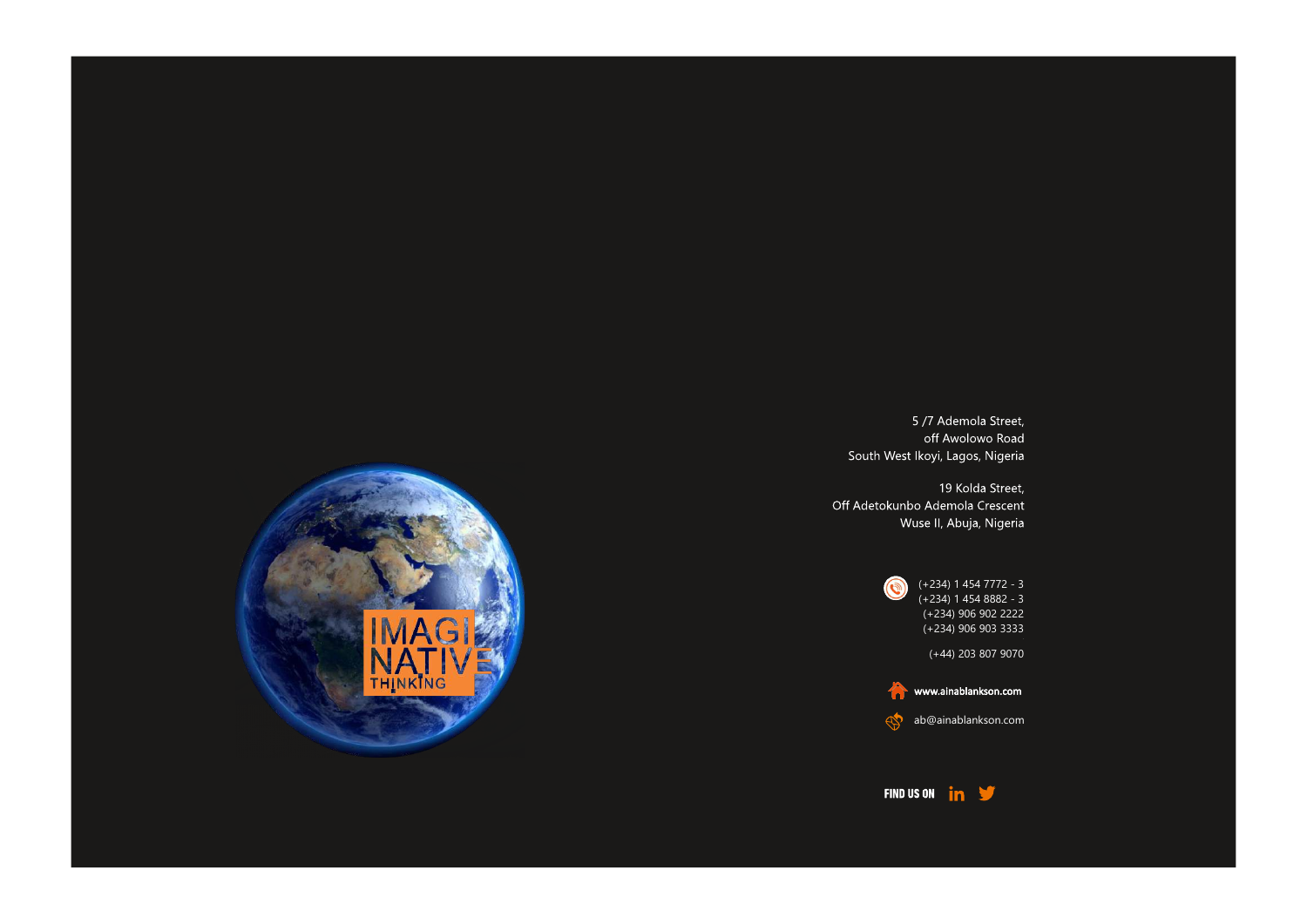IMAGI
NATIVE
THINKING

5 /7 Ademola Street,
off Awolowo Road
South West Ikoyi, Lagos, Nigeria

19 Kolda Street,
Off Adetokunbo Ademola Crescent
Wuse II, Abuja, Nigeria

(+234) 1 454 7772 - 3
(+234) 1 454 8882 - 3
(+234) 906 902 2222
(+234) 906 903 3333

(+44) 203 807 9070

**www.ainablankson.com**

ab@ainablankson.com

**FIND US ON**